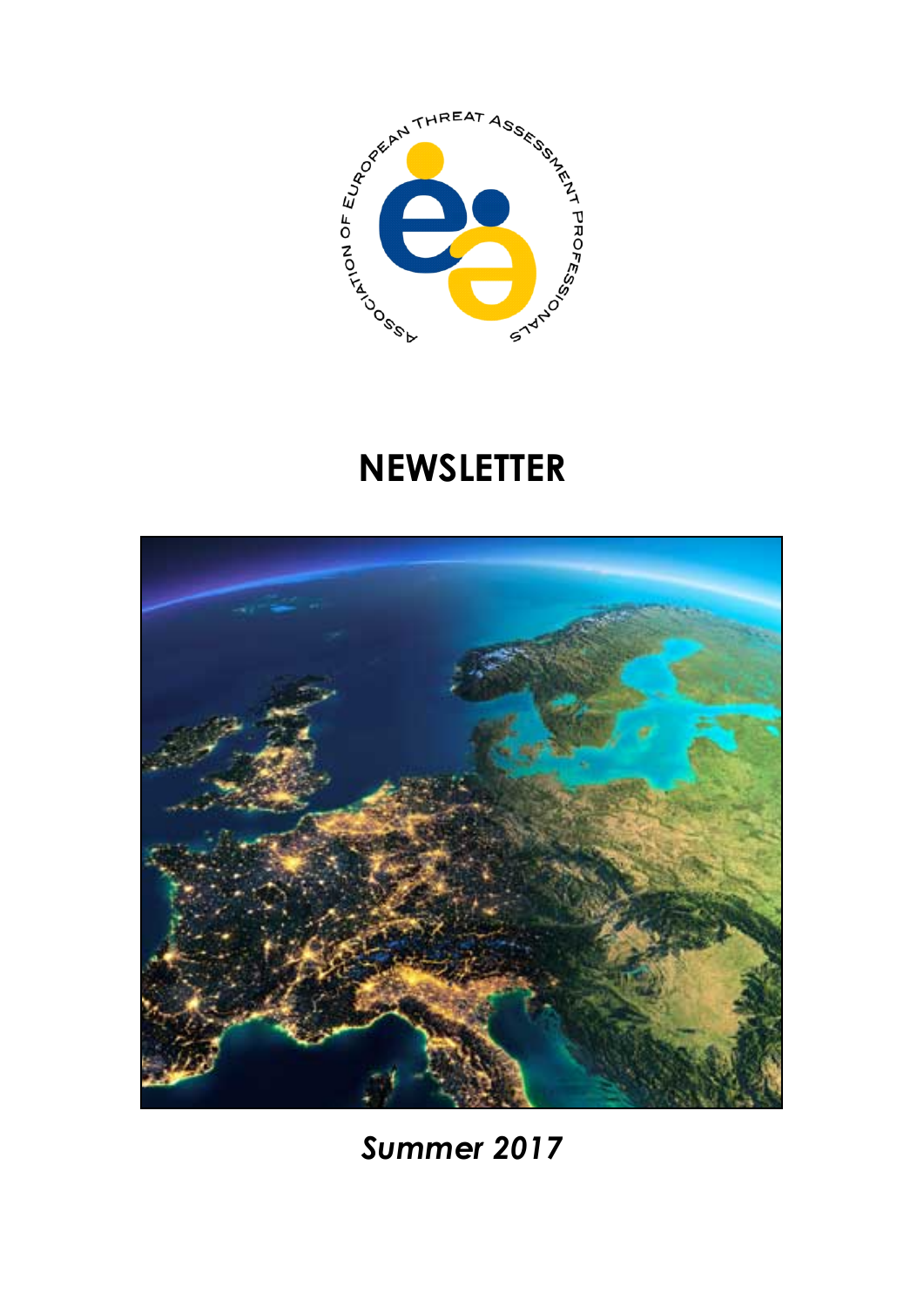ASSOCIATION OF EUROPEAN THREAT ASSESSMENT PROFESSIONALS

# NEWSLETTER

*Summer 2017*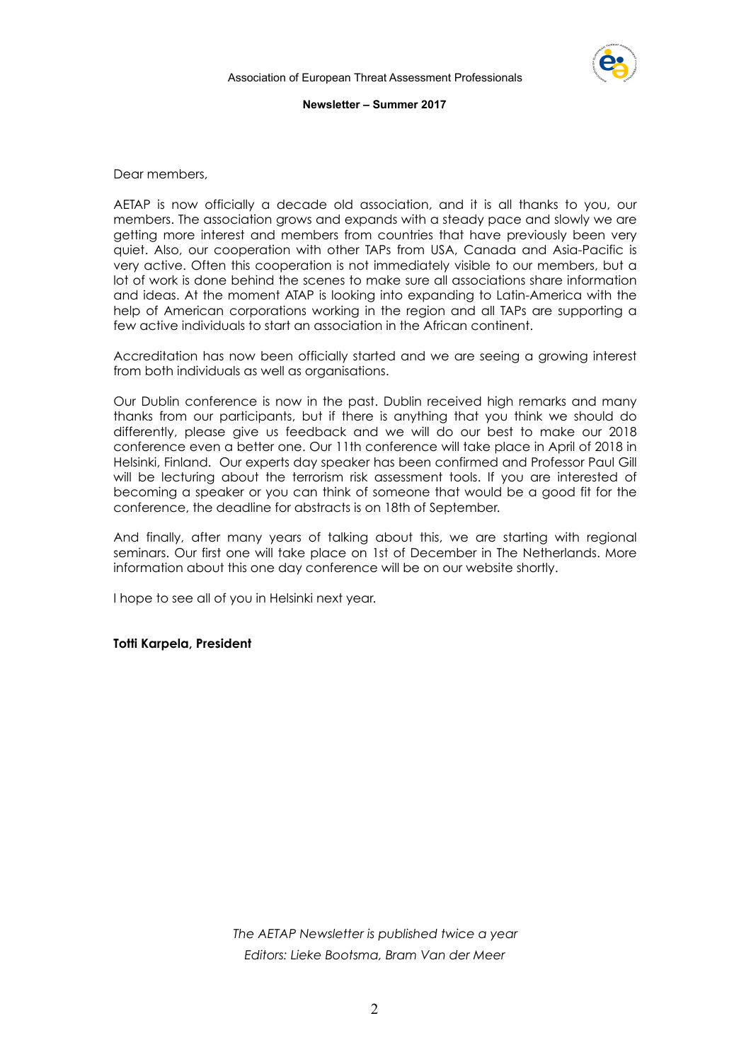Dear members,

AETAP is now officially a decade old association, and it is all thanks to you, our members. The association grows and expands with a steady pace and slowly we are getting more interest and members from countries that have previously been very quiet. Also, our cooperation with other TAPs from USA, Canada and Asia-Pacific is very active. Often this cooperation is not immediately visible to our members, but a lot of work is done behind the scenes to make sure all associations share information and ideas. At the moment ATAP is looking into expanding to Latin-America with the help of American corporations working in the region and all TAPs are supporting a few active individuals to start an association in the African continent.

Accreditation has now been officially started and we are seeing a growing interest from both individuals as well as organisations.

Our Dublin conference is now in the past. Dublin received high remarks and many thanks from our participants, but if there is anything that you think we should do differently, please give us feedback and we will do our best to make our 2018 conference even a better one. Our 11th conference will take place in April of 2018 in Helsinki, Finland. Our experts day speaker has been confirmed and Professor Paul Gill will be lecturing about the terrorism risk assessment tools. If you are interested of becoming a speaker or you can think of someone that would be a good fit for the conference, the deadline for abstracts is on 18th of September.

And finally, after many years of talking about this, we are starting with regional seminars. Our first one will take place on 1st of December in The Netherlands. More information about this one day conference will be on our website shortly.

I hope to see all of you in Helsinki next year.

**Totti Karpela, President**

*The AETAP Newsletter is published twice a year*

*Editors: Lieke Bootsma, Bram Van der Meer*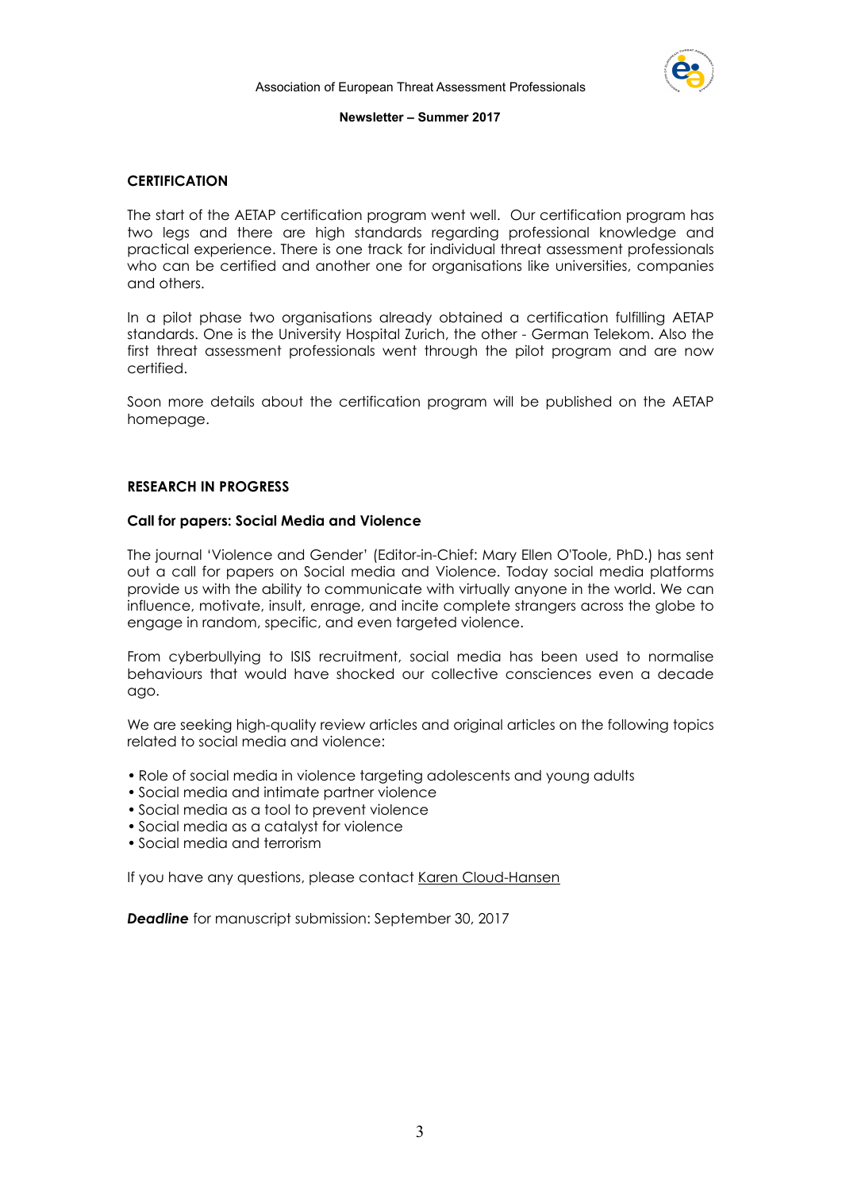## CERTIFICATION

The start of the AETAP certification program went well. Our certification program has two legs and there are high standards regarding professional knowledge and practical experience. There is one track for individual threat assessment professionals who can be certified and another one for organisations like universities, companies and others.

In a pilot phase two organisations already obtained a certification fulfilling AETAP standards. One is the University Hospital Zurich, the other - German Telekom. Also the first threat assessment professionals went through the pilot program and are now certified.

Soon more details about the certification program will be published on the AETAP homepage.

## RESEARCH IN PROGRESS

### Call for papers: Social Media and Violence

The journal 'Violence and Gender' (Editor-in-Chief: Mary Ellen O'Toole, PhD.) has sent out a call for papers on Social media and Violence. Today social media platforms provide us with the ability to communicate with virtually anyone in the world. We can influence, motivate, insult, enrage, and incite complete strangers across the globe to engage in random, specific, and even targeted violence.

From cyberbullying to ISIS recruitment, social media has been used to normalise behaviours that would have shocked our collective consciences even a decade ago.

We are seeking high-quality review articles and original articles on the following topics related to social media and violence:

- Role of social media in violence targeting adolescents and young adults
- Social media and intimate partner violence
- Social media as a tool to prevent violence
- Social media as a catalyst for violence
- Social media and terrorism

If you have any questions, please contact Karen Cloud-Hansen

***Deadline*** for manuscript submission: September 30, 2017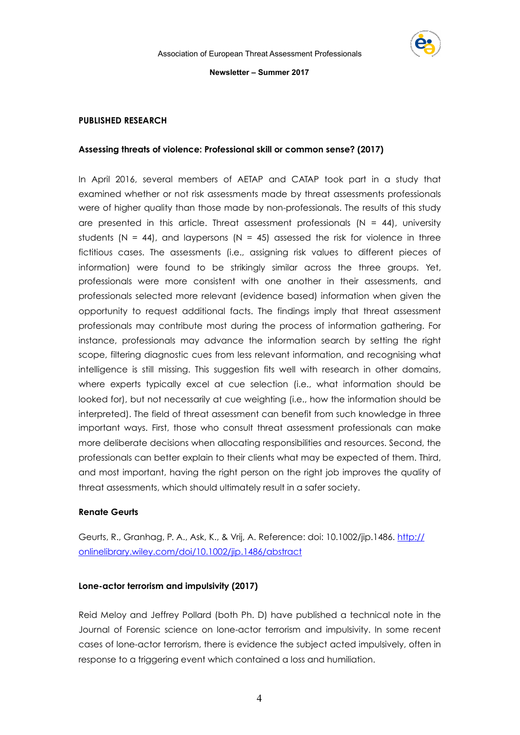**PUBLISHED RESEARCH**

**Assessing threats of violence: Professional skill or common sense? (2017)**

In April 2016, several members of AETAP and CATAP took part in a study that examined whether or not risk assessments made by threat assessments professionals were of higher quality than those made by non-professionals. The results of this study are presented in this article. Threat assessment professionals (N = 44), university students (N = 44), and laypersons (N = 45) assessed the risk for violence in three fictitious cases. The assessments (i.e., assigning risk values to different pieces of information) were found to be strikingly similar across the three groups. Yet, professionals were more consistent with one another in their assessments, and professionals selected more relevant (evidence based) information when given the opportunity to request additional facts. The findings imply that threat assessment professionals may contribute most during the process of information gathering. For instance, professionals may advance the information search by setting the right scope, filtering diagnostic cues from less relevant information, and recognising what intelligence is still missing. This suggestion fits well with research in other domains, where experts typically excel at cue selection (i.e., what information should be looked for), but not necessarily at cue weighting (i.e., how the information should be interpreted). The field of threat assessment can benefit from such knowledge in three important ways. First, those who consult threat assessment professionals can make more deliberate decisions when allocating responsibilities and resources. Second, the professionals can better explain to their clients what may be expected of them. Third, and most important, having the right person on the right job improves the quality of threat assessments, which should ultimately result in a safer society.

**Renate Geurts**

Geurts, R., Granhag, P. A., Ask, K., & Vrij, A. Reference: doi: 10.1002/jip.1486. [http://onlinelibrary.wiley.com/doi/10.1002/jip.1486/abstract](http://onlinelibrary.wiley.com/doi/10.1002/jip.1486/abstract)

**Lone-actor terrorism and impulsivity (2017)**

Reid Meloy and Jeffrey Pollard (both Ph. D) have published a technical note in the Journal of Forensic science on lone-actor terrorism and impulsivity. In some recent cases of lone-actor terrorism, there is evidence the subject acted impulsively, often in response to a triggering event which contained a loss and humiliation.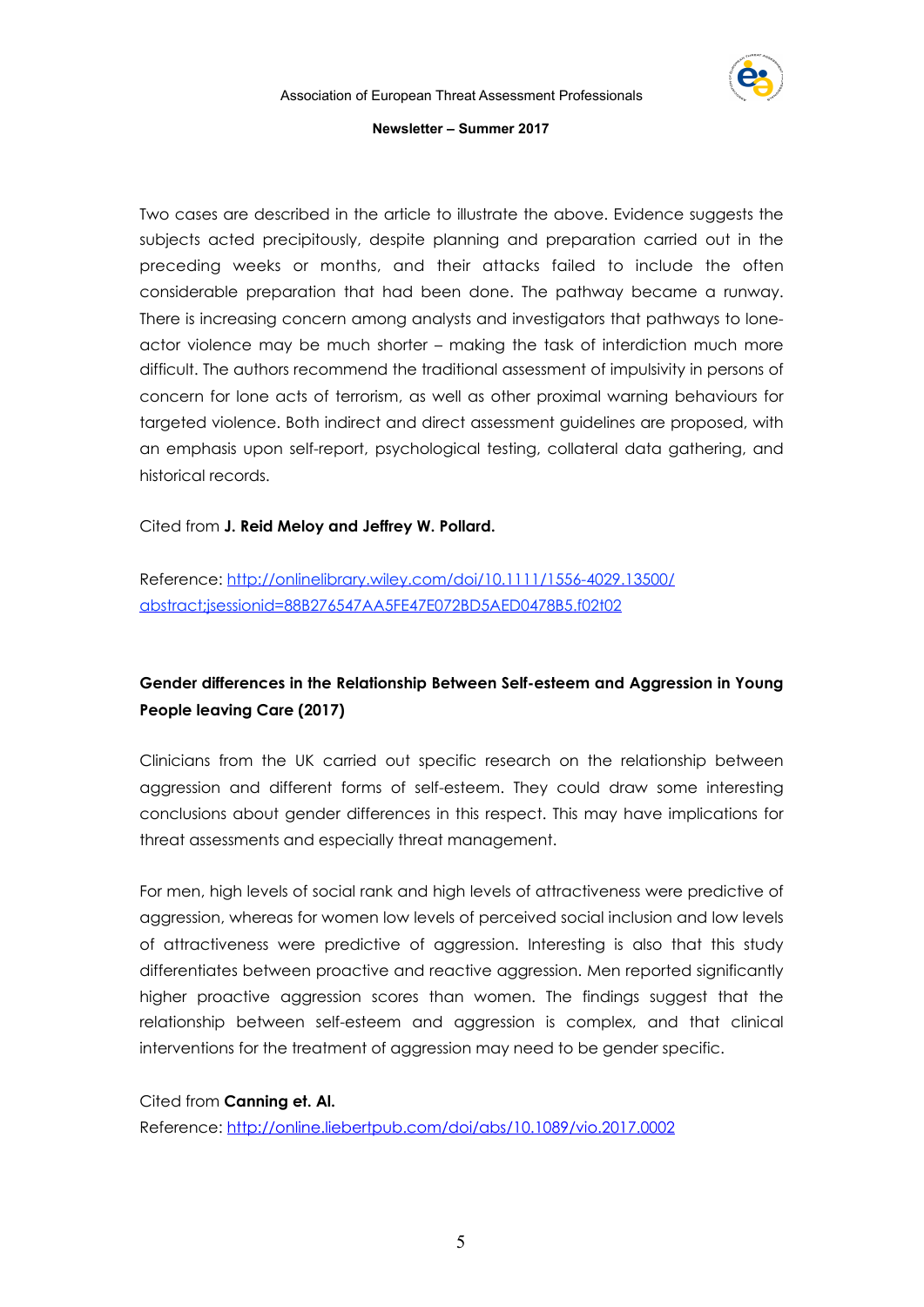Two cases are described in the article to illustrate the above. Evidence suggests the subjects acted precipitously, despite planning and preparation carried out in the preceding weeks or months, and their attacks failed to include the often considerable preparation that had been done. The pathway became a runway. There is increasing concern among analysts and investigators that pathways to lone-actor violence may be much shorter – making the task of interdiction much more difficult. The authors recommend the traditional assessment of impulsivity in persons of concern for lone acts of terrorism, as well as other proximal warning behaviours for targeted violence. Both indirect and direct assessment guidelines are proposed, with an emphasis upon self-report, psychological testing, collateral data gathering, and historical records.

Cited from **J. Reid Meloy and Jeffrey W. Pollard.**

Reference: [http://onlinelibrary.wiley.com/doi/10.1111/1556-4029.13500/abstract;jsessionid=88B276547AA5FE47E072BD5AED0478B5.f02t02](http://onlinelibrary.wiley.com/doi/10.1111/1556-4029.13500/abstract;jsessionid=88B276547AA5FE47E072BD5AED0478B5.f02t02)

**Gender differences in the Relationship Between Self-esteem and Aggression in Young People leaving Care (2017)**

Clinicians from the UK carried out specific research on the relationship between aggression and different forms of self-esteem. They could draw some interesting conclusions about gender differences in this respect. This may have implications for threat assessments and especially threat management.

For men, high levels of social rank and high levels of attractiveness were predictive of aggression, whereas for women low levels of perceived social inclusion and low levels of attractiveness were predictive of aggression. Interesting is also that this study differentiates between proactive and reactive aggression. Men reported significantly higher proactive aggression scores than women. The findings suggest that the relationship between self-esteem and aggression is complex, and that clinical interventions for the treatment of aggression may need to be gender specific.

Cited from **Canning et. Al.**

Reference: [http://online.liebertpub.com/doi/abs/10.1089/vio.2017.0002](http://online.liebertpub.com/doi/abs/10.1089/vio.2017.0002)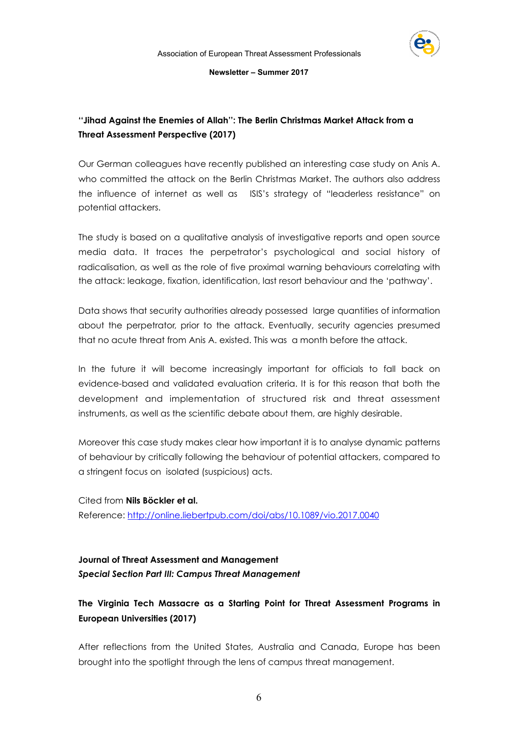## "Jihad Against the Enemies of Allah": The Berlin Christmas Market Attack from a Threat Assessment Perspective (2017)

Our German colleagues have recently published an interesting case study on Anis A. who committed the attack on the Berlin Christmas Market. The authors also address the influence of internet as well as ISIS's strategy of "leaderless resistance" on potential attackers.

The study is based on a qualitative analysis of investigative reports and open source media data. It traces the perpetrator's psychological and social history of radicalisation, as well as the role of five proximal warning behaviours correlating with the attack: leakage, fixation, identification, last resort behaviour and the 'pathway'.

Data shows that security authorities already possessed large quantities of information about the perpetrator, prior to the attack. Eventually, security agencies presumed that no acute threat from Anis A. existed. This was a month before the attack.

In the future it will become increasingly important for officials to fall back on evidence-based and validated evaluation criteria. It is for this reason that both the development and implementation of structured risk and threat assessment instruments, as well as the scientific debate about them, are highly desirable.

Moreover this case study makes clear how important it is to analyse dynamic patterns of behaviour by critically following the behaviour of potential attackers, compared to a stringent focus on isolated (suspicious) acts.

Cited from **Nils Böckler et al.**
Reference: http://online.liebertpub.com/doi/abs/10.1089/vio.2017.0040

**Journal of Threat Assessment and Management**
***Special Section Part III: Campus Threat Management***

## The Virginia Tech Massacre as a Starting Point for Threat Assessment Programs in European Universities (2017)

After reflections from the United States, Australia and Canada, Europe has been brought into the spotlight through the lens of campus threat management.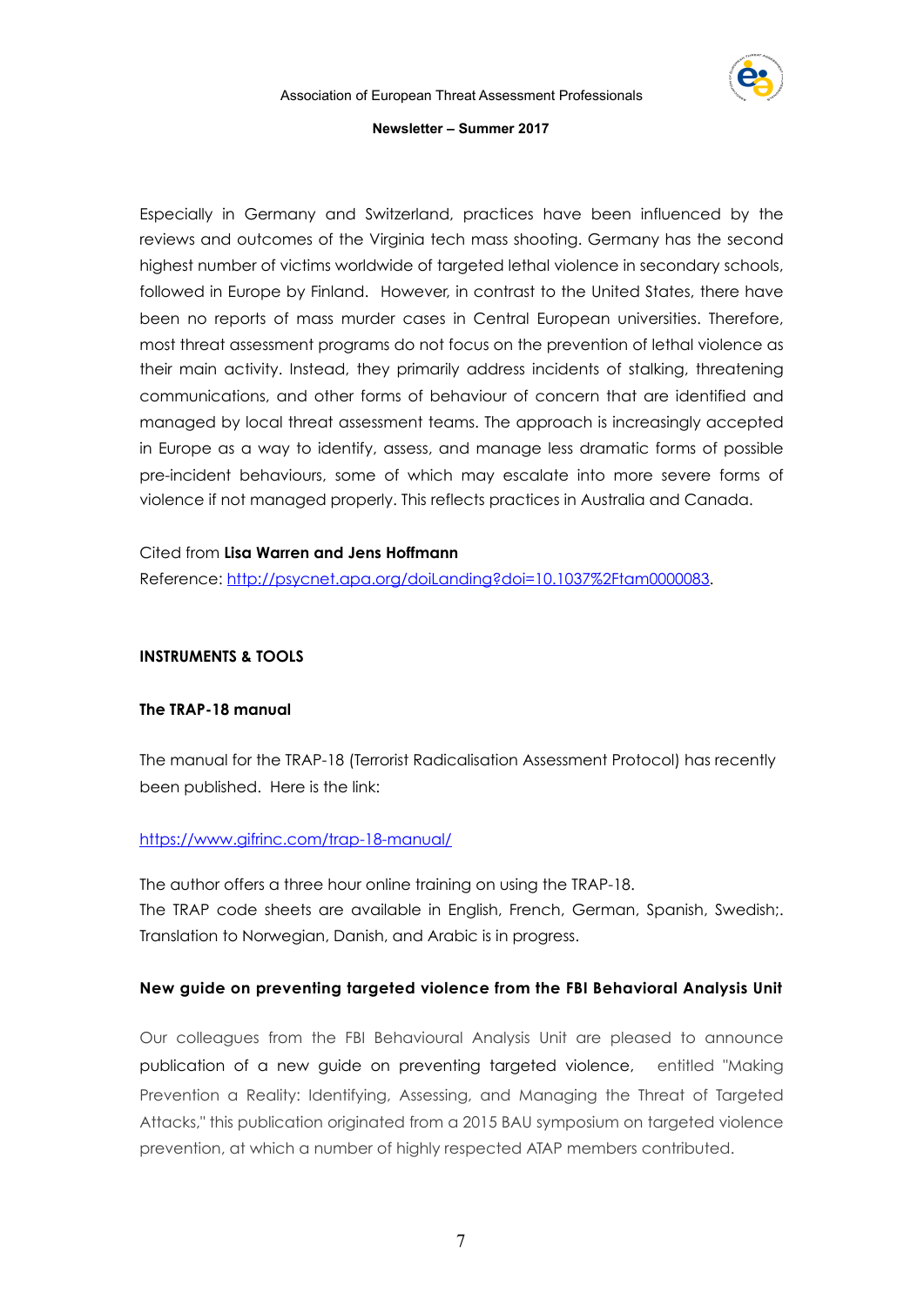Especially in Germany and Switzerland, practices have been influenced by the reviews and outcomes of the Virginia tech mass shooting. Germany has the second highest number of victims worldwide of targeted lethal violence in secondary schools, followed in Europe by Finland. However, in contrast to the United States, there have been no reports of mass murder cases in Central European universities. Therefore, most threat assessment programs do not focus on the prevention of lethal violence as their main activity. Instead, they primarily address incidents of stalking, threatening communications, and other forms of behaviour of concern that are identified and managed by local threat assessment teams. The approach is increasingly accepted in Europe as a way to identify, assess, and manage less dramatic forms of possible pre-incident behaviours, some of which may escalate into more severe forms of violence if not managed properly. This reflects practices in Australia and Canada.

Cited from **Lisa Warren and Jens Hoffmann**
Reference: [http://psycnet.apa.org/doiLanding?doi=10.1037%2Ftam0000083](http://psycnet.apa.org/doiLanding?doi=10.1037%2Ftam0000083).

## INSTRUMENTS & TOOLS

### The TRAP-18 manual

The manual for the TRAP-18 (Terrorist Radicalisation Assessment Protocol) has recently been published. Here is the link:

[https://www.gifrinc.com/trap-18-manual/](https://www.gifrinc.com/trap-18-manual/)

The author offers a three hour online training on using the TRAP-18.
The TRAP code sheets are available in English, French, German, Spanish, Swedish;. Translation to Norwegian, Danish, and Arabic is in progress.

### New guide on preventing targeted violence from the FBI Behavioral Analysis Unit

Our colleagues from the FBI Behavioural Analysis Unit are pleased to announce publication of a new guide on preventing targeted violence, entitled "Making Prevention a Reality: Identifying, Assessing, and Managing the Threat of Targeted Attacks," this publication originated from a 2015 BAU symposium on targeted violence prevention, at which a number of highly respected ATAP members contributed.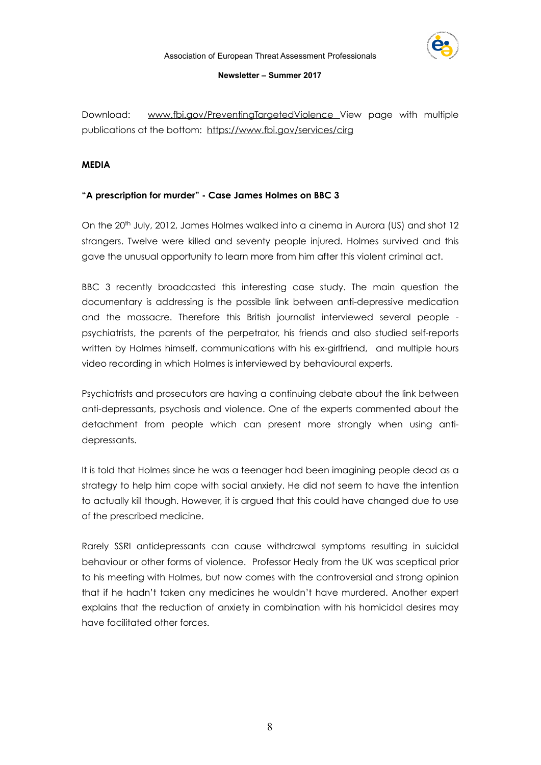Download: www.fbi.gov/PreventingTargetedViolence View page with multiple publications at the bottom: https://www.fbi.gov/services/cirg

**MEDIA**

**"A prescription for murder" - Case James Holmes on BBC 3**

On the 20th July, 2012, James Holmes walked into a cinema in Aurora (US) and shot 12 strangers. Twelve were killed and seventy people injured. Holmes survived and this gave the unusual opportunity to learn more from him after this violent criminal act.

BBC 3 recently broadcasted this interesting case study. The main question the documentary is addressing is the possible link between anti-depressive medication and the massacre. Therefore this British journalist interviewed several people - psychiatrists, the parents of the perpetrator, his friends and also studied self-reports written by Holmes himself, communications with his ex-girlfriend, and multiple hours video recording in which Holmes is interviewed by behavioural experts.

Psychiatrists and prosecutors are having a continuing debate about the link between anti-depressants, psychosis and violence. One of the experts commented about the detachment from people which can present more strongly when using anti-depressants.

It is told that Holmes since he was a teenager had been imagining people dead as a strategy to help him cope with social anxiety. He did not seem to have the intention to actually kill though. However, it is argued that this could have changed due to use of the prescribed medicine.

Rarely SSRI antidepressants can cause withdrawal symptoms resulting in suicidal behaviour or other forms of violence. Professor Healy from the UK was sceptical prior to his meeting with Holmes, but now comes with the controversial and strong opinion that if he hadn't taken any medicines he wouldn't have murdered. Another expert explains that the reduction of anxiety in combination with his homicidal desires may have facilitated other forces.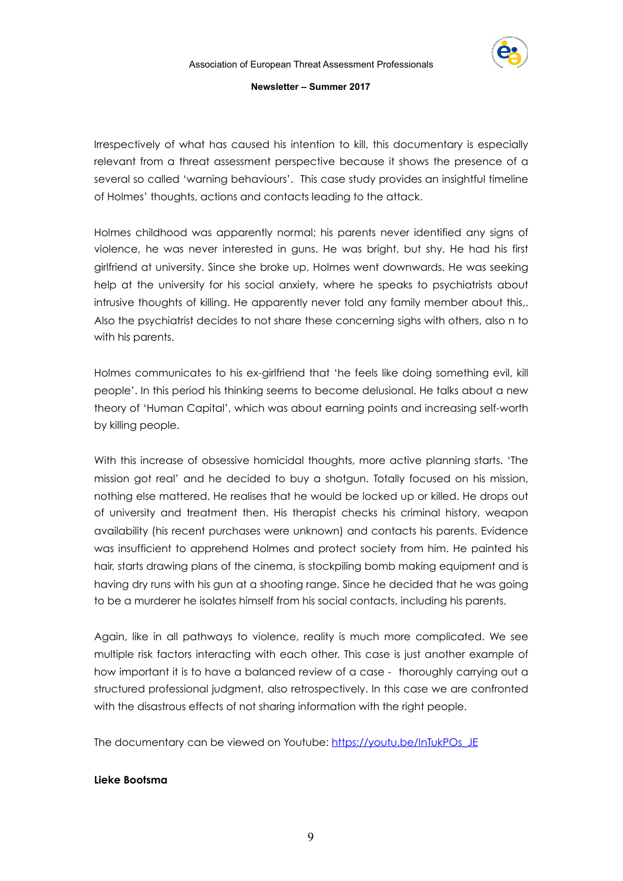Irrespectively of what has caused his intention to kill, this documentary is especially relevant from a threat assessment perspective because it shows the presence of a several so called 'warning behaviours'. This case study provides an insightful timeline of Holmes' thoughts, actions and contacts leading to the attack.

Holmes childhood was apparently normal; his parents never identified any signs of violence, he was never interested in guns. He was bright, but shy. He had his first girlfriend at university. Since she broke up, Holmes went downwards. He was seeking help at the university for his social anxiety, where he speaks to psychiatrists about intrusive thoughts of killing. He apparently never told any family member about this,. Also the psychiatrist decides to not share these concerning sighs with others, also n to with his parents.

Holmes communicates to his ex-girlfriend that 'he feels like doing something evil, kill people'. In this period his thinking seems to become delusional. He talks about a new theory of 'Human Capital', which was about earning points and increasing self-worth by killing people.

With this increase of obsessive homicidal thoughts, more active planning starts. 'The mission got real' and he decided to buy a shotgun. Totally focused on his mission, nothing else mattered. He realises that he would be locked up or killed. He drops out of university and treatment then. His therapist checks his criminal history, weapon availability (his recent purchases were unknown) and contacts his parents. Evidence was insufficient to apprehend Holmes and protect society from him. He painted his hair, starts drawing plans of the cinema, is stockpiling bomb making equipment and is having dry runs with his gun at a shooting range. Since he decided that he was going to be a murderer he isolates himself from his social contacts, including his parents.

Again, like in all pathways to violence, reality is much more complicated. We see multiple risk factors interacting with each other. This case is just another example of how important it is to have a balanced review of a case - thoroughly carrying out a structured professional judgment, also retrospectively. In this case we are confronted with the disastrous effects of not sharing information with the right people.

The documentary can be viewed on Youtube: [https://youtu.be/lnTukPOs_JE](https://youtu.be/lnTukPOs_JE)

**Lieke Bootsma**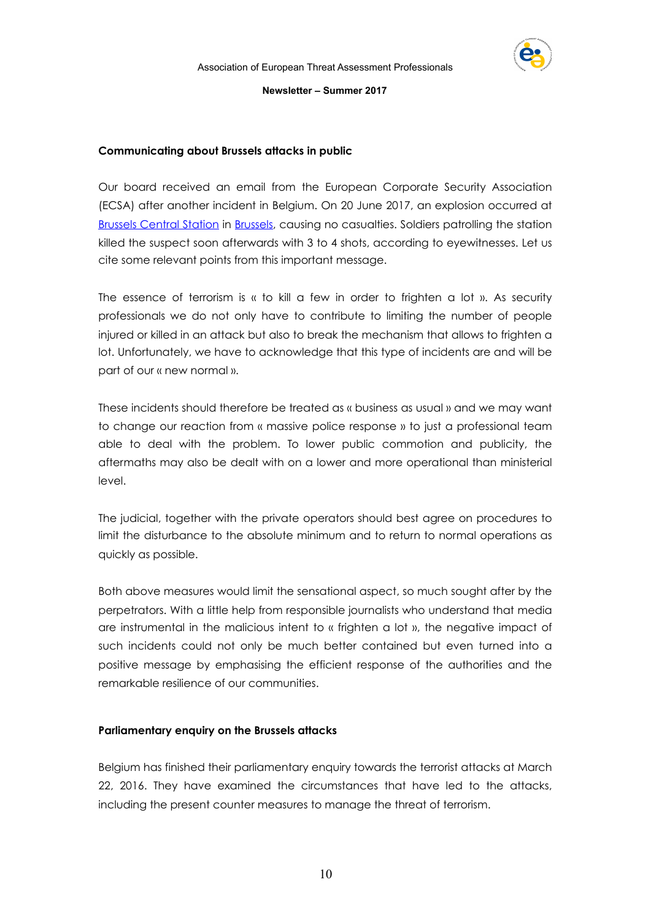**Communicating about Brussels attacks in public**

Our board received an email from the European Corporate Security Association (ECSA) after another incident in Belgium. On 20 June 2017, an explosion occurred at Brussels Central Station in Brussels, causing no casualties. Soldiers patrolling the station killed the suspect soon afterwards with 3 to 4 shots, according to eyewitnesses. Let us cite some relevant points from this important message.

The essence of terrorism is « to kill a few in order to frighten a lot ». As security professionals we do not only have to contribute to limiting the number of people injured or killed in an attack but also to break the mechanism that allows to frighten a lot. Unfortunately, we have to acknowledge that this type of incidents are and will be part of our « new normal ».

These incidents should therefore be treated as « business as usual » and we may want to change our reaction from « massive police response » to just a professional team able to deal with the problem. To lower public commotion and publicity, the aftermaths may also be dealt with on a lower and more operational than ministerial level.

The judicial, together with the private operators should best agree on procedures to limit the disturbance to the absolute minimum and to return to normal operations as quickly as possible.

Both above measures would limit the sensational aspect, so much sought after by the perpetrators. With a little help from responsible journalists who understand that media are instrumental in the malicious intent to « frighten a lot », the negative impact of such incidents could not only be much better contained but even turned into a positive message by emphasising the efficient response of the authorities and the remarkable resilience of our communities.

**Parliamentary enquiry on the Brussels attacks**

Belgium has finished their parliamentary enquiry towards the terrorist attacks at March 22, 2016. They have examined the circumstances that have led to the attacks, including the present counter measures to manage the threat of terrorism.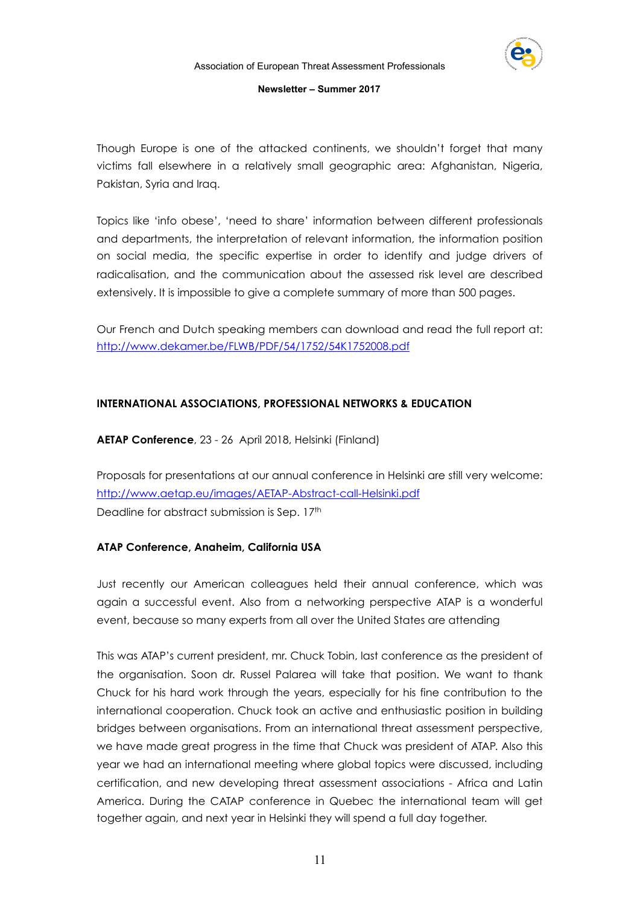Though Europe is one of the attacked continents, we shouldn't forget that many victims fall elsewhere in a relatively small geographic area: Afghanistan, Nigeria, Pakistan, Syria and Iraq.

Topics like 'info obese', 'need to share' information between different professionals and departments, the interpretation of relevant information, the information position on social media, the specific expertise in order to identify and judge drivers of radicalisation, and the communication about the assessed risk level are described extensively. It is impossible to give a complete summary of more than 500 pages.

Our French and Dutch speaking members can download and read the full report at: [http://www.dekamer.be/FLWB/PDF/54/1752/54K1752008.pdf](http://www.dekamer.be/FLWB/PDF/54/1752/54K1752008.pdf)

## INTERNATIONAL ASSOCIATIONS, PROFESSIONAL NETWORKS & EDUCATION

**AETAP Conference**, 23 - 26 April 2018, Helsinki (Finland)

Proposals for presentations at our annual conference in Helsinki are still very welcome: [http://www.aetap.eu/images/AETAP-Abstract-call-Helsinki.pdf](http://www.aetap.eu/images/AETAP-Abstract-call-Helsinki.pdf)
Deadline for abstract submission is Sep. 17th

**ATAP Conference, Anaheim, California USA**

Just recently our American colleagues held their annual conference, which was again a successful event. Also from a networking perspective ATAP is a wonderful event, because so many experts from all over the United States are attending

This was ATAP's current president, mr. Chuck Tobin, last conference as the president of the organisation. Soon dr. Russel Palarea will take that position. We want to thank Chuck for his hard work through the years, especially for his fine contribution to the international cooperation. Chuck took an active and enthusiastic position in building bridges between organisations. From an international threat assessment perspective, we have made great progress in the time that Chuck was president of ATAP. Also this year we had an international meeting where global topics were discussed, including certification, and new developing threat assessment associations - Africa and Latin America. During the CATAP conference in Quebec the international team will get together again, and next year in Helsinki they will spend a full day together.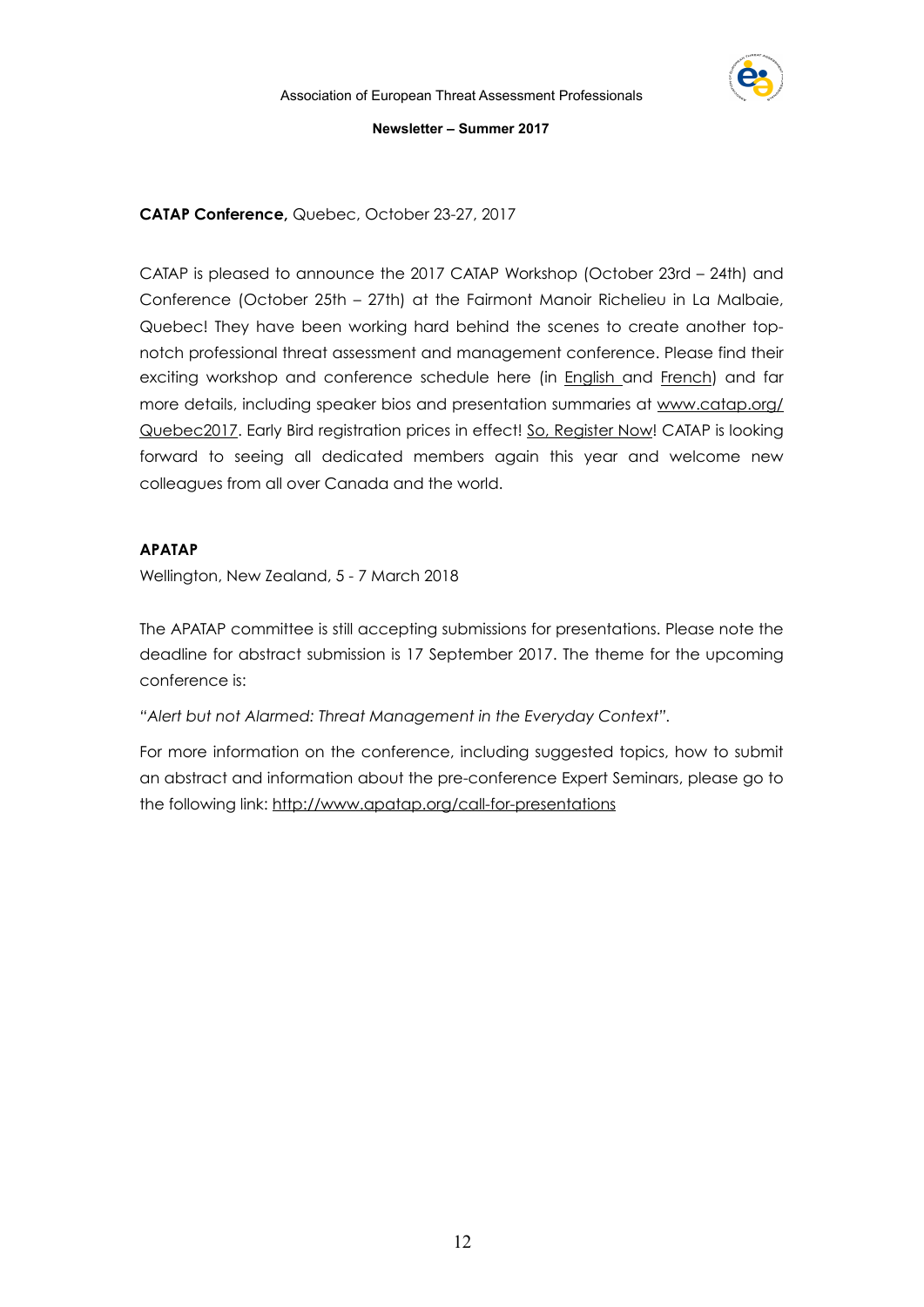**CATAP Conference,** Quebec, October 23-27, 2017

CATAP is pleased to announce the 2017 CATAP Workshop (October 23rd – 24th) and Conference (October 25th – 27th) at the Fairmont Manoir Richelieu in La Malbaie, Quebec! They have been working hard behind the scenes to create another top-notch professional threat assessment and management conference. Please find their exciting workshop and conference schedule here (in English and French) and far more details, including speaker bios and presentation summaries at www.catap.org/Quebec2017. Early Bird registration prices in effect! So, Register Now! CATAP is looking forward to seeing all dedicated members again this year and welcome new colleagues from all over Canada and the world.

**APATAP**

Wellington, New Zealand, 5 - 7 March 2018

The APATAP committee is still accepting submissions for presentations. Please note the deadline for abstract submission is 17 September 2017. The theme for the upcoming conference is:

*"Alert but not Alarmed: Threat Management in the Everyday Context".*

For more information on the conference, including suggested topics, how to submit an abstract and information about the pre-conference Expert Seminars, please go to the following link: http://www.apatap.org/call-for-presentations